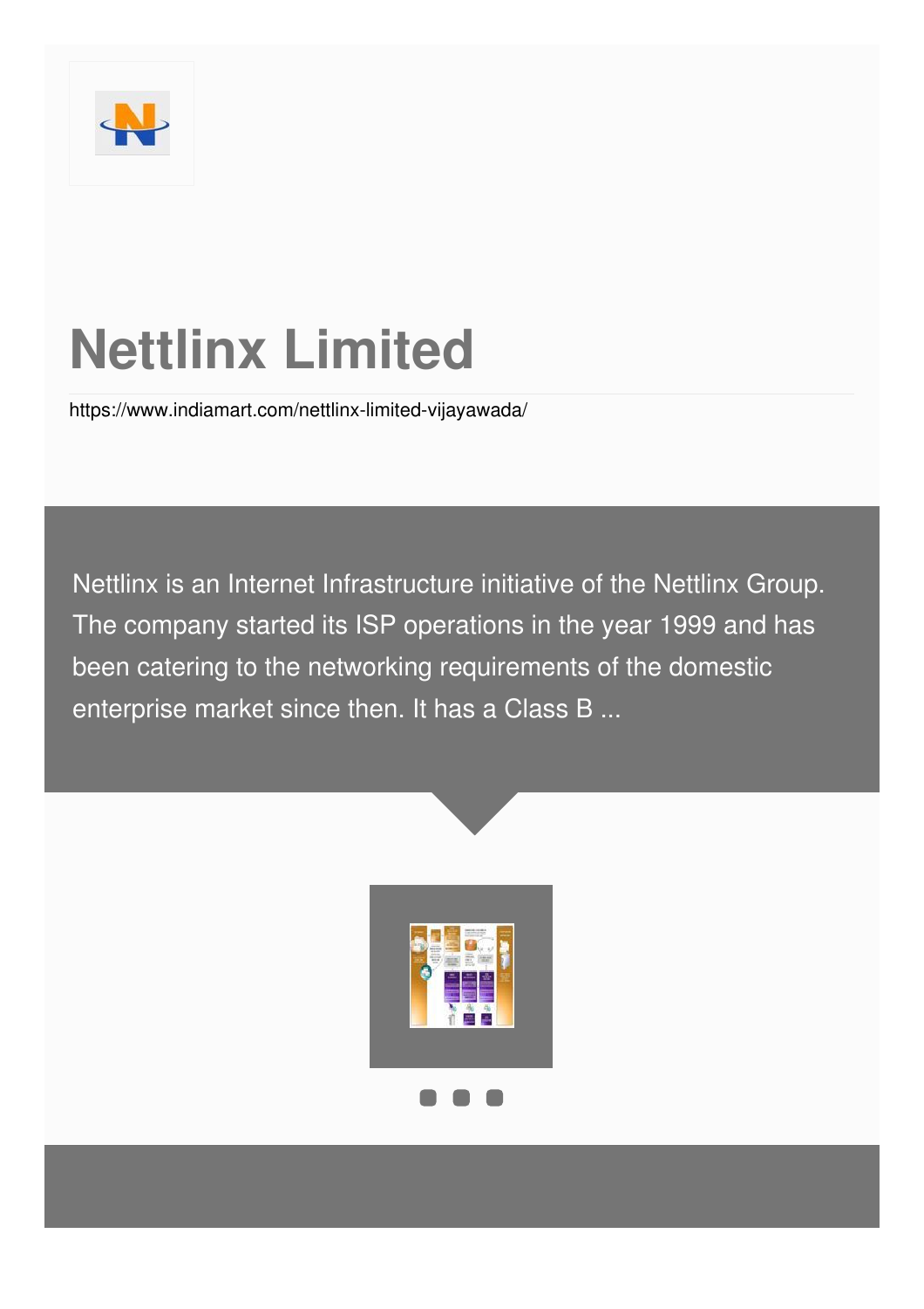# Nettlinx Limited

https://www.indiamart.com/nettlinx-limited-vijayawada/

Nettlinx is an Internet Infrastructure initiative of the Nettlinx Group. The company started its ISP operations in the year 1999 and has been catering to the networking requirements of the domestic enterprise market since then. It has a Class B ...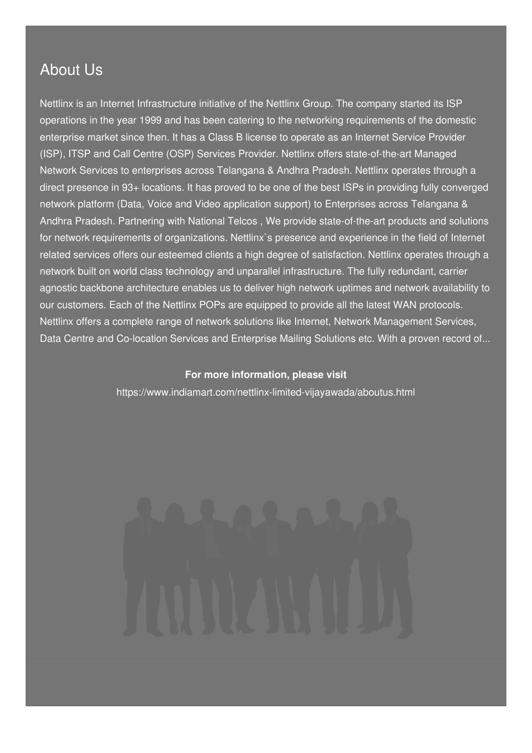## About Us

Nettlinx is an Internet Infrastructure initiative of the Nettlinx Group. The company started its ISP operations in the year 1999 and has been catering to the networking requirements of the domestic enterprise market since then. It has a Class B license to operate as an Internet Service Provider (ISP), ITSP and Call Centre (OSP) Services Provider. Nettlinx offers state-of-the-art Managed Network Services to enterprises across Telangana & Andhra Pradesh. Nettlinx operates through a direct presence in 93+ locations. It has proved to be one of the best ISPs in providing fully converged network platform (Data, Voice and Video application support) to Enterprises across Telangana & Andhra Pradesh. Partnering with National Telcos , We provide state-of-the-art products and solutions for network requirements of organizations. Nettlinx`s presence and experience in the field of Internet related services offers our esteemed clients a high degree of satisfaction. Nettlinx operates through a network built on world class technology and unparallel infrastructure. The fully redundant, carrier agnostic backbone architecture enables us to deliver high network uptimes and network availability to our customers. Each of the Nettlinx POPs are equipped to provide all the latest WAN protocols. Nettlinx offers a complete range of network solutions like Internet, Network Management Services, Data Centre and Co-location Services and Enterprise Mailing Solutions etc. With a proven record of...

**For more information, please visit**

https://www.indiamart.com/nettlinx-limited-vijayawada/aboutus.html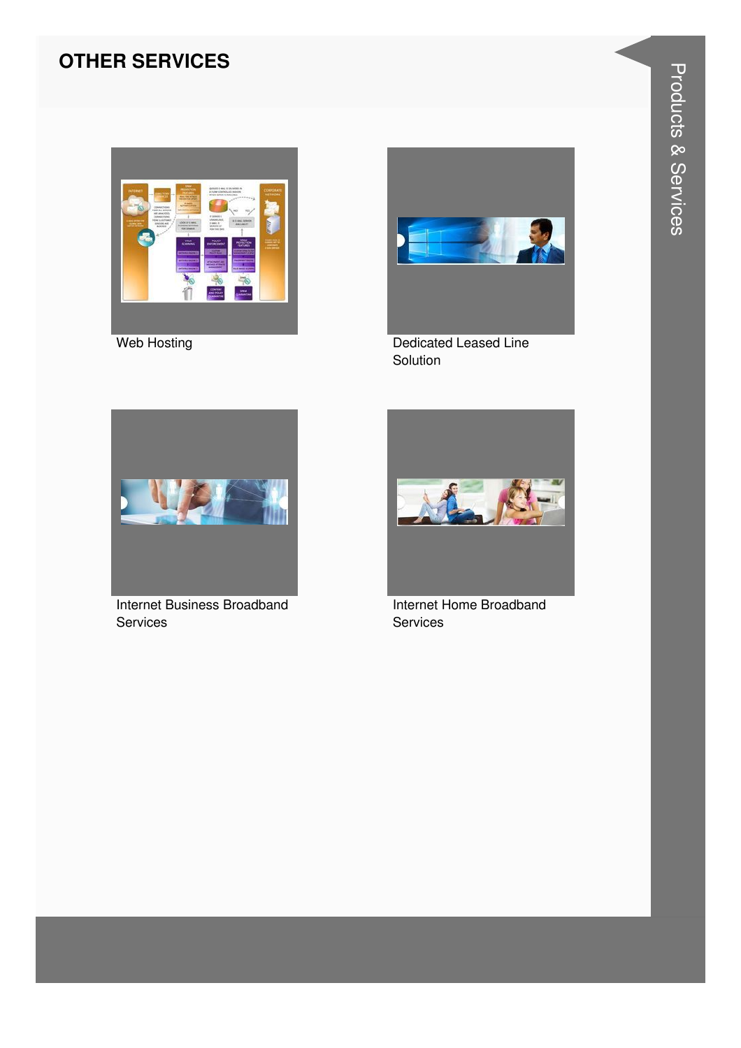# OTHER SERVICES

Web Hosting

Dedicated Leased Line Solution

Internet Business Broadband Services

Internet Home Broadband Services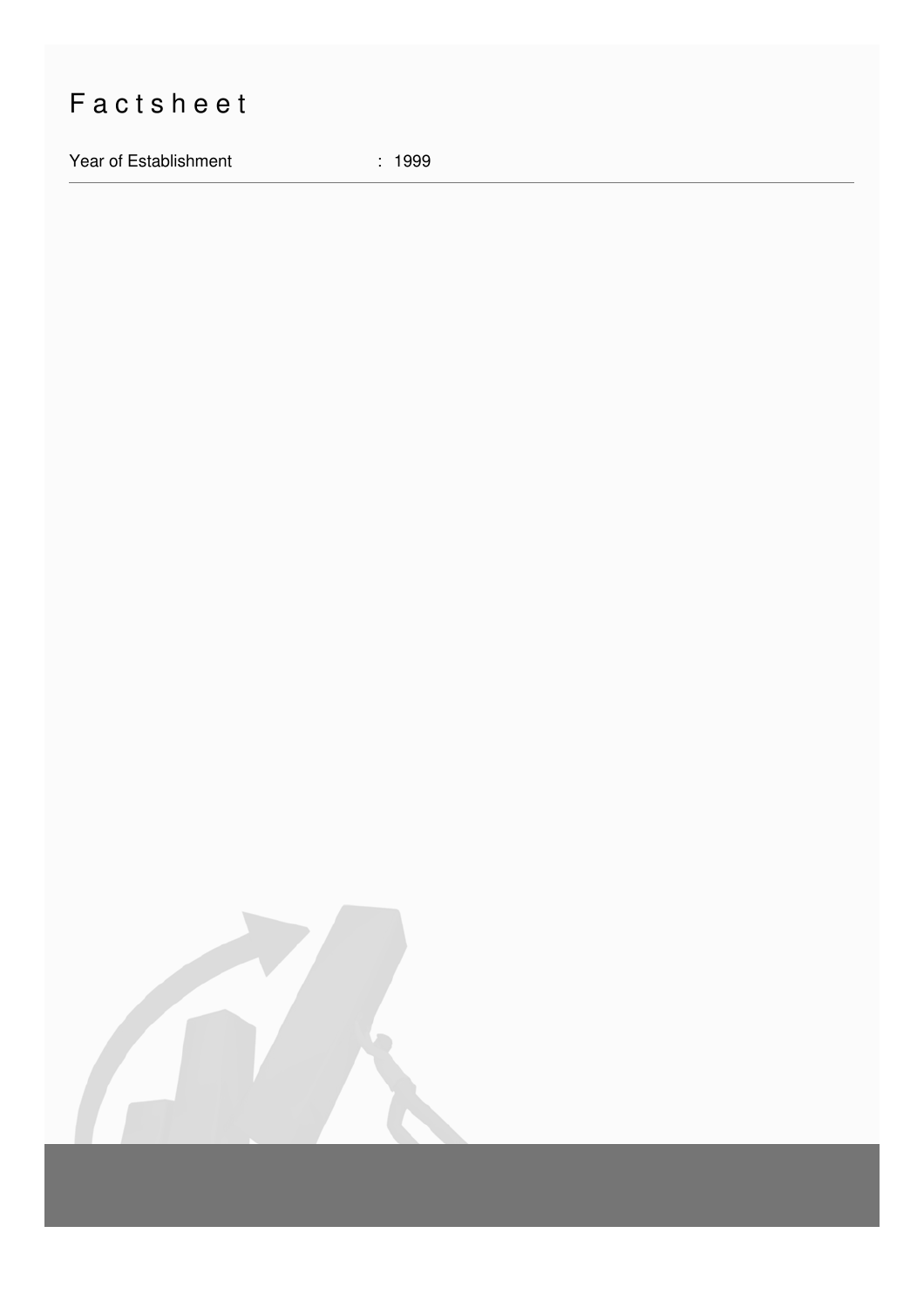# Factsheet

| Year of Establishment | : 1999 |
|---|---|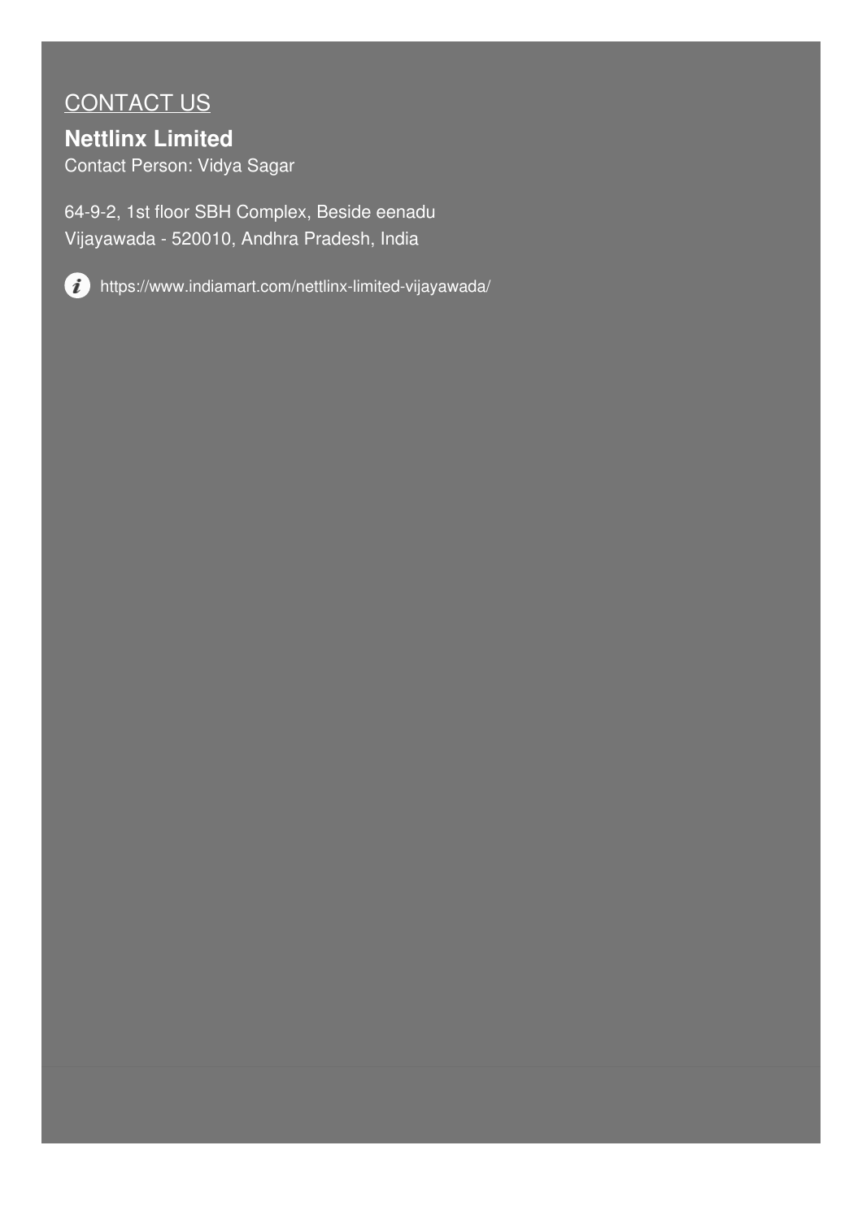## CONTACT US

### Nettlinx Limited

Contact Person: Vidya Sagar

64-9-2, 1st floor SBH Complex, Beside eenadu
Vijayawada - 520010, Andhra Pradesh, India

https://www.indiamart.com/nettlinx-limited-vijayawada/